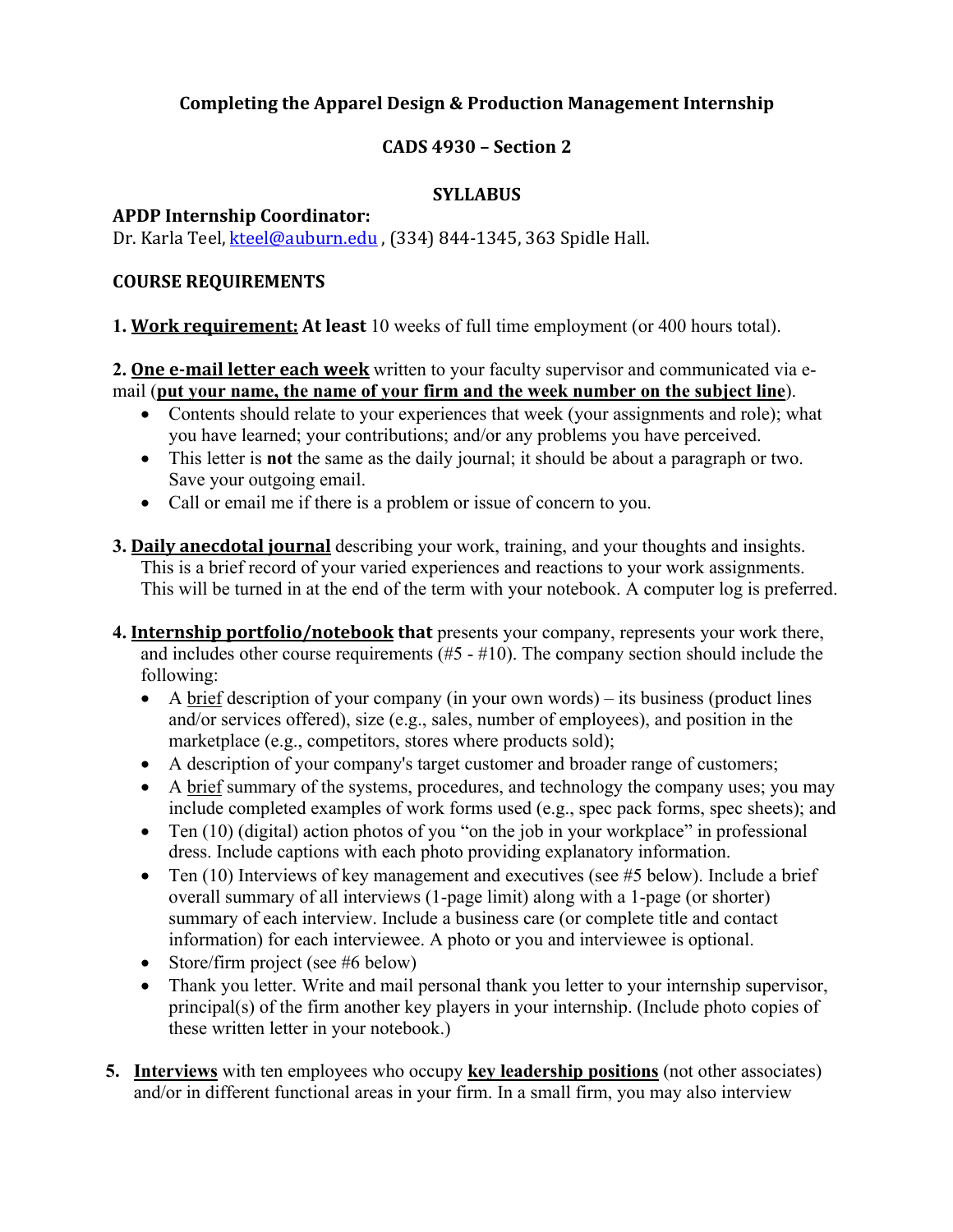# Completing the Apparel Design & Production Management Internship

## CADS 4930 – Section 2

## SYLLABUS

**APDP Internship Coordinator:**
Dr. Karla Teel, kteel@auburn.edu , (334) 844-1345, 363 Spidle Hall.

**COURSE REQUIREMENTS**

**1. <u>Work requirement:</u> At least** 10 weeks of full time employment (or 400 hours total).

**2. <u>One e-mail letter each week</u>** written to your faculty supervisor and communicated via e-mail (**<u>put your name, the name of your firm and the week number on the subject line</u>**).

- Contents should relate to your experiences that week (your assignments and role); what you have learned; your contributions; and/or any problems you have perceived.
- This letter is **not** the same as the daily journal; it should be about a paragraph or two. Save your outgoing email.
- Call or email me if there is a problem or issue of concern to you.

**3. <u>Daily anecdotal journal</u>** describing your work, training, and your thoughts and insights. This is a brief record of your varied experiences and reactions to your work assignments. This will be turned in at the end of the term with your notebook. A computer log is preferred.

**4. <u>Internship portfolio/notebook</u> that** presents your company, represents your work there, and includes other course requirements (#5 - #10). The company section should include the following:

- A <u>brief</u> description of your company (in your own words) – its business (product lines and/or services offered), size (e.g., sales, number of employees), and position in the marketplace (e.g., competitors, stores where products sold);
- A description of your company's target customer and broader range of customers;
- A <u>brief</u> summary of the systems, procedures, and technology the company uses; you may include completed examples of work forms used (e.g., spec pack forms, spec sheets); and
- Ten (10) (digital) action photos of you "on the job in your workplace" in professional dress. Include captions with each photo providing explanatory information.
- Ten (10) Interviews of key management and executives (see #5 below). Include a brief overall summary of all interviews (1-page limit) along with a 1-page (or shorter) summary of each interview. Include a business care (or complete title and contact information) for each interviewee. A photo or you and interviewee is optional.
- Store/firm project (see #6 below)
- Thank you letter. Write and mail personal thank you letter to your internship supervisor, principal(s) of the firm another key players in your internship. (Include photo copies of these written letter in your notebook.)

**5. <u>Interviews</u>** with ten employees who occupy **<u>key leadership positions</u>** (not other associates) and/or in different functional areas in your firm. In a small firm, you may also interview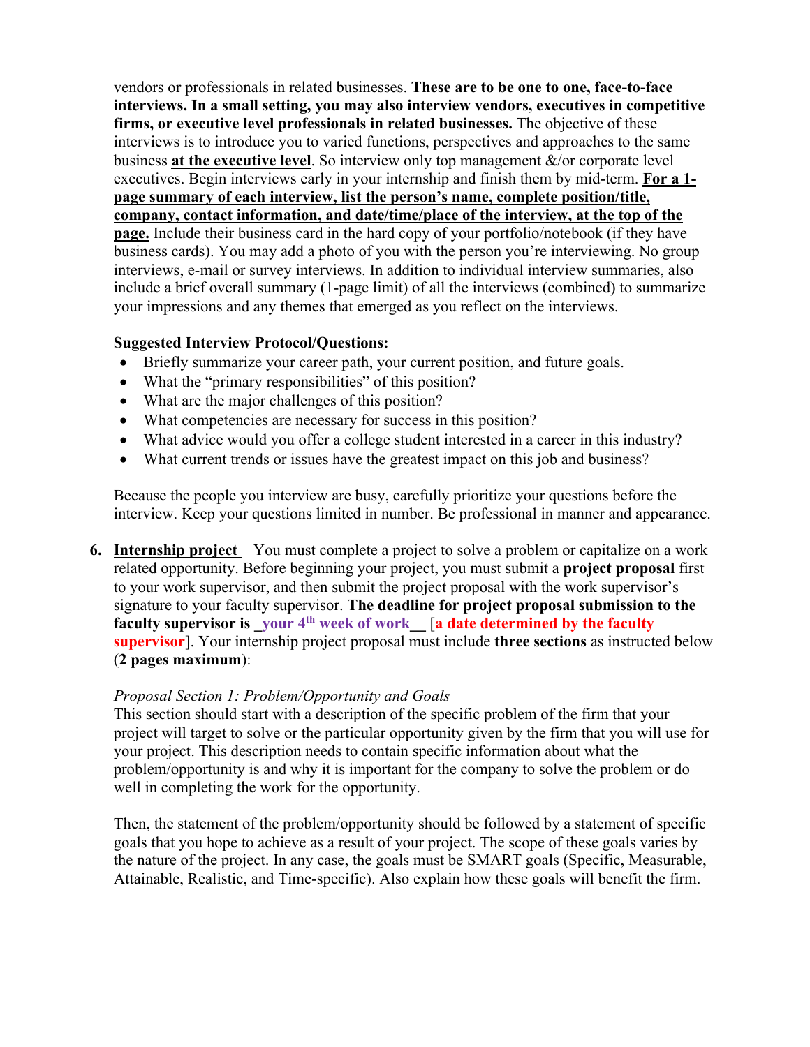vendors or professionals in related businesses. **These are to be one to one, face-to-face interviews. In a small setting, you may also interview vendors, executives in competitive firms, or executive level professionals in related businesses.** The objective of these interviews is to introduce you to varied functions, perspectives and approaches to the same business **at the executive level**. So interview only top management &/or corporate level executives. Begin interviews early in your internship and finish them by mid-term. **For a 1-page summary of each interview, list the person's name, complete position/title, company, contact information, and date/time/place of the interview, at the top of the page.** Include their business card in the hard copy of your portfolio/notebook (if they have business cards). You may add a photo of you with the person you're interviewing. No group interviews, e-mail or survey interviews. In addition to individual interview summaries, also include a brief overall summary (1-page limit) of all the interviews (combined) to summarize your impressions and any themes that emerged as you reflect on the interviews.

**Suggested Interview Protocol/Questions:**

- Briefly summarize your career path, your current position, and future goals.
- What the "primary responsibilities" of this position?
- What are the major challenges of this position?
- What competencies are necessary for success in this position?
- What advice would you offer a college student interested in a career in this industry?
- What current trends or issues have the greatest impact on this job and business?

Because the people you interview are busy, carefully prioritize your questions before the interview. Keep your questions limited in number. Be professional in manner and appearance.

6. **Internship project** – You must complete a project to solve a problem or capitalize on a work related opportunity. Before beginning your project, you must submit a **project proposal** first to your work supervisor, and then submit the project proposal with the work supervisor's signature to your faculty supervisor. **The deadline for project proposal submission to the faculty supervisor is \_your 4th week of work\_\_** [**a date determined by the faculty supervisor**]. Your internship project proposal must include **three sections** as instructed below (**2 pages maximum**):

   *Proposal Section 1: Problem/Opportunity and Goals*
   This section should start with a description of the specific problem of the firm that your project will target to solve or the particular opportunity given by the firm that you will use for your project. This description needs to contain specific information about what the problem/opportunity is and why it is important for the company to solve the problem or do well in completing the work for the opportunity.

   Then, the statement of the problem/opportunity should be followed by a statement of specific goals that you hope to achieve as a result of your project. The scope of these goals varies by the nature of the project. In any case, the goals must be SMART goals (Specific, Measurable, Attainable, Realistic, and Time-specific). Also explain how these goals will benefit the firm.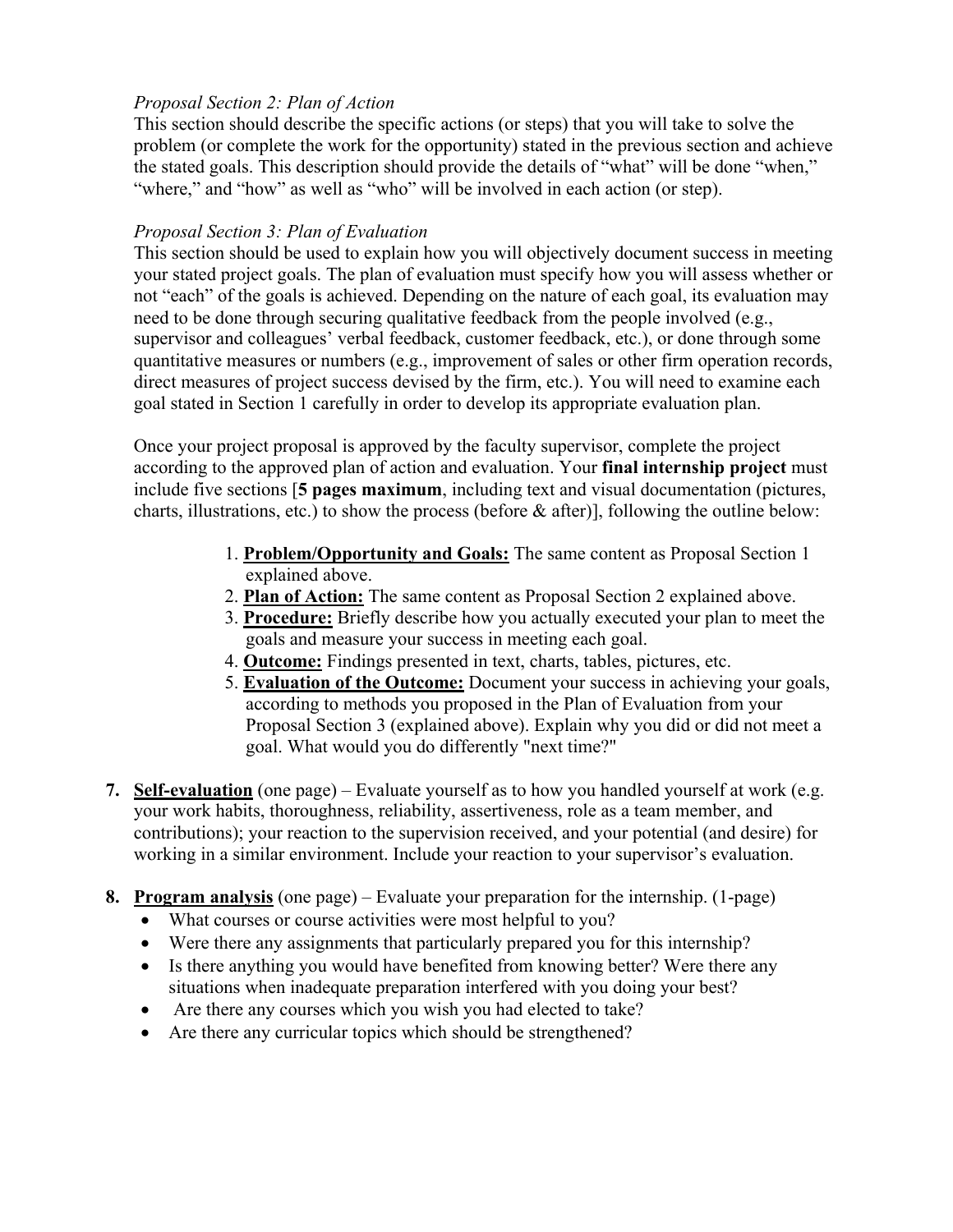*Proposal Section 2: Plan of Action*

This section should describe the specific actions (or steps) that you will take to solve the problem (or complete the work for the opportunity) stated in the previous section and achieve the stated goals. This description should provide the details of "what" will be done "when," "where," and "how" as well as "who" will be involved in each action (or step).

*Proposal Section 3: Plan of Evaluation*

This section should be used to explain how you will objectively document success in meeting your stated project goals. The plan of evaluation must specify how you will assess whether or not "each" of the goals is achieved. Depending on the nature of each goal, its evaluation may need to be done through securing qualitative feedback from the people involved (e.g., supervisor and colleagues' verbal feedback, customer feedback, etc.), or done through some quantitative measures or numbers (e.g., improvement of sales or other firm operation records, direct measures of project success devised by the firm, etc.). You will need to examine each goal stated in Section 1 carefully in order to develop its appropriate evaluation plan.

Once your project proposal is approved by the faculty supervisor, complete the project according to the approved plan of action and evaluation. Your **final internship project** must include five sections [**5 pages maximum**, including text and visual documentation (pictures, charts, illustrations, etc.) to show the process (before & after)], following the outline below:

1. **<u>Problem/Opportunity and Goals:</u>** The same content as Proposal Section 1 explained above.
2. **<u>Plan of Action:</u>** The same content as Proposal Section 2 explained above.
3. **<u>Procedure:</u>** Briefly describe how you actually executed your plan to meet the goals and measure your success in meeting each goal.
4. **<u>Outcome:</u>** Findings presented in text, charts, tables, pictures, etc.
5. **<u>Evaluation of the Outcome:</u>** Document your success in achieving your goals, according to methods you proposed in the Plan of Evaluation from your Proposal Section 3 (explained above). Explain why you did or did not meet a goal. What would you do differently "next time?"

**7. <u>Self-evaluation</u>** (one page) – Evaluate yourself as to how you handled yourself at work (e.g. your work habits, thoroughness, reliability, assertiveness, role as a team member, and contributions); your reaction to the supervision received, and your potential (and desire) for working in a similar environment. Include your reaction to your supervisor's evaluation.

**8. <u>Program analysis</u>** (one page) – Evaluate your preparation for the internship. (1-page)

- What courses or course activities were most helpful to you?
- Were there any assignments that particularly prepared you for this internship?
- Is there anything you would have benefited from knowing better? Were there any situations when inadequate preparation interfered with you doing your best?
- Are there any courses which you wish you had elected to take?
- Are there any curricular topics which should be strengthened?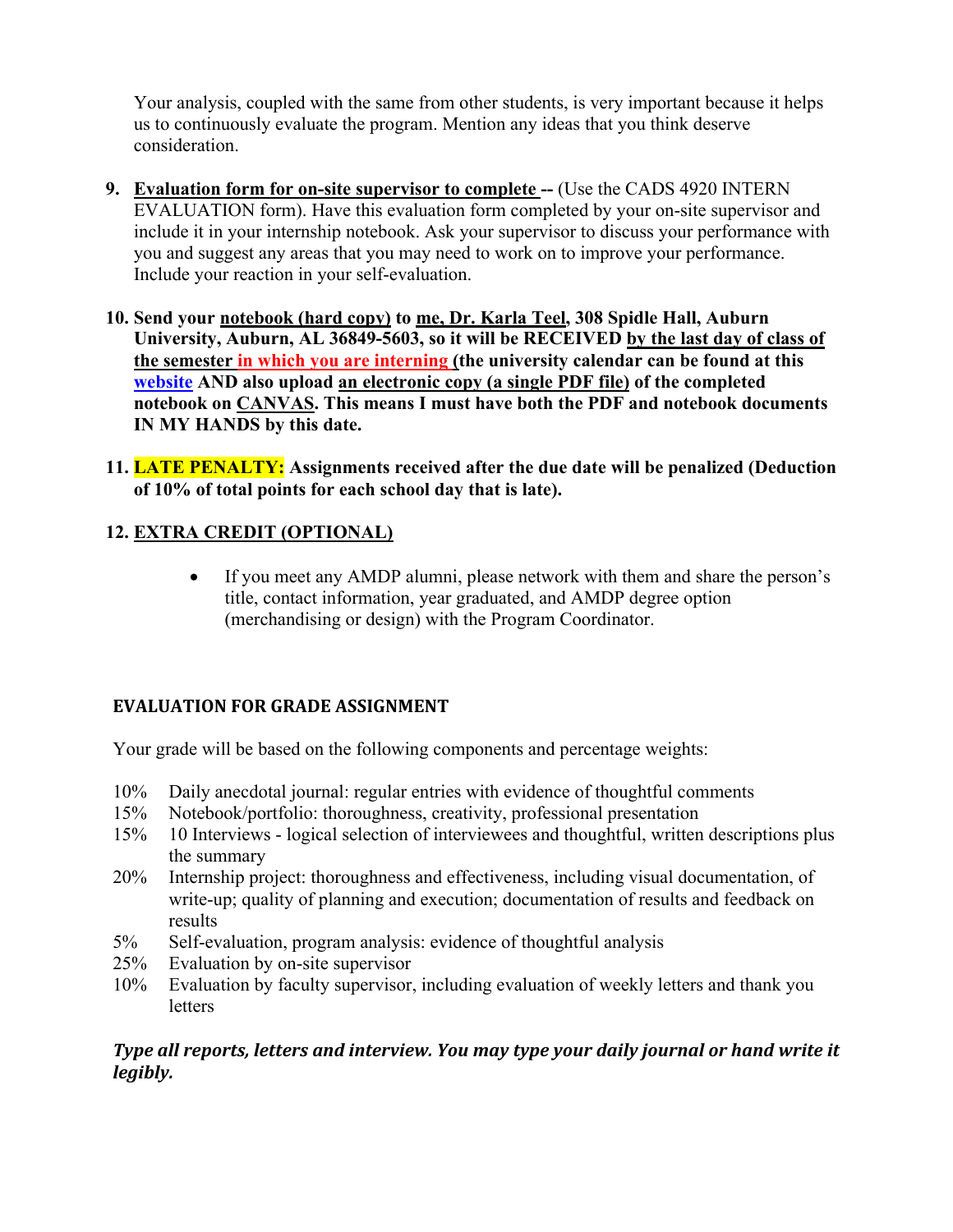Your analysis, coupled with the same from other students, is very important because it helps us to continuously evaluate the program. Mention any ideas that you think deserve consideration.

9. **Evaluation form for on-site supervisor to complete --** (Use the CADS 4920 INTERN EVALUATION form). Have this evaluation form completed by your on-site supervisor and include it in your internship notebook. Ask your supervisor to discuss your performance with you and suggest any areas that you may need to work on to improve your performance. Include your reaction in your self-evaluation.

10. **Send your notebook (hard copy) to me, Dr. Karla Teel, 308 Spidle Hall, Auburn University, Auburn, AL 36849-5603, so it will be RECEIVED by the last day of class of the semester in which you are interning (the university calendar can be found at this website AND also upload an electronic copy (a single PDF file) of the completed notebook on CANVAS. This means I must have both the PDF and notebook documents IN MY HANDS by this date.**

11. **LATE PENALTY: Assignments received after the due date will be penalized (Deduction of 10% of total points for each school day that is late).**

12. **EXTRA CREDIT (OPTIONAL)**

    - If you meet any AMDP alumni, please network with them and share the person's title, contact information, year graduated, and AMDP degree option (merchandising or design) with the Program Coordinator.

## EVALUATION FOR GRADE ASSIGNMENT

Your grade will be based on the following components and percentage weights:

10% Daily anecdotal journal: regular entries with evidence of thoughtful comments
15% Notebook/portfolio: thoroughness, creativity, professional presentation
15% 10 Interviews - logical selection of interviewees and thoughtful, written descriptions plus the summary
20% Internship project: thoroughness and effectiveness, including visual documentation, of write-up; quality of planning and execution; documentation of results and feedback on results
5% Self-evaluation, program analysis: evidence of thoughtful analysis
25% Evaluation by on-site supervisor
10% Evaluation by faculty supervisor, including evaluation of weekly letters and thank you letters

***Type all reports, letters and interview. You may type your daily journal or hand write it legibly.***